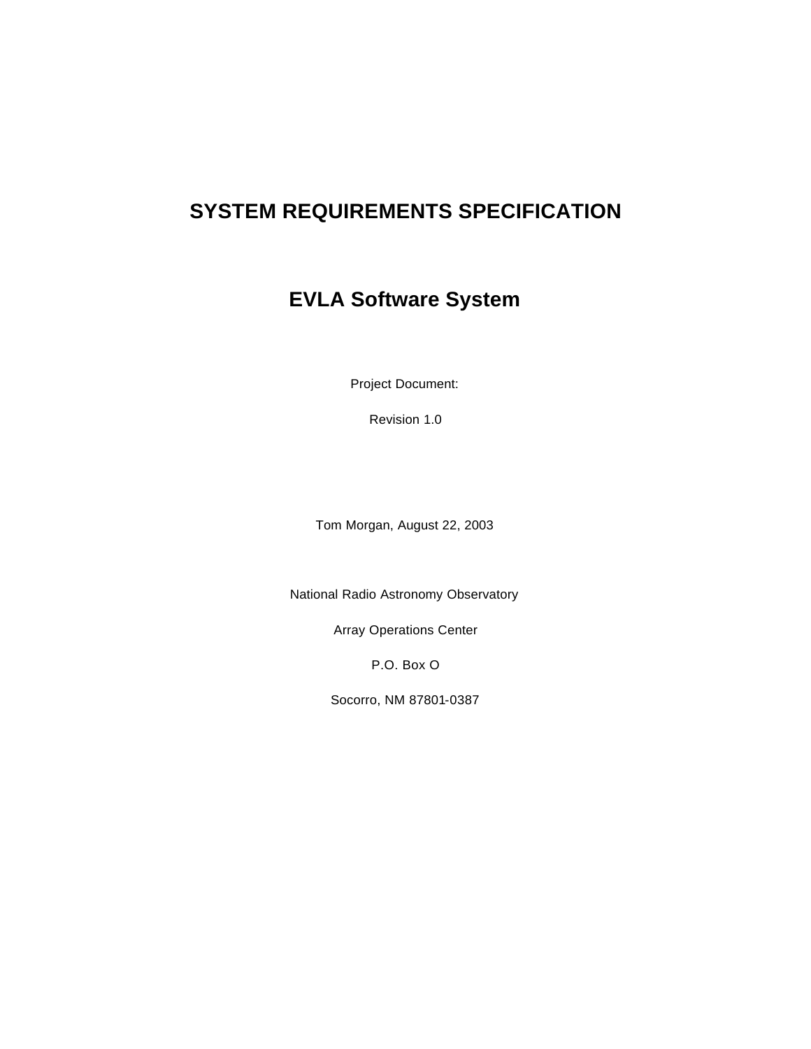# SYSTEM REQUIREMENTS SPECIFICATION

# EVLA Software System

Project Document:

Revision 1.0

Tom Morgan, August 22, 2003

National Radio Astronomy Observatory

Array Operations Center

P.O. Box O

Socorro, NM 87801-0387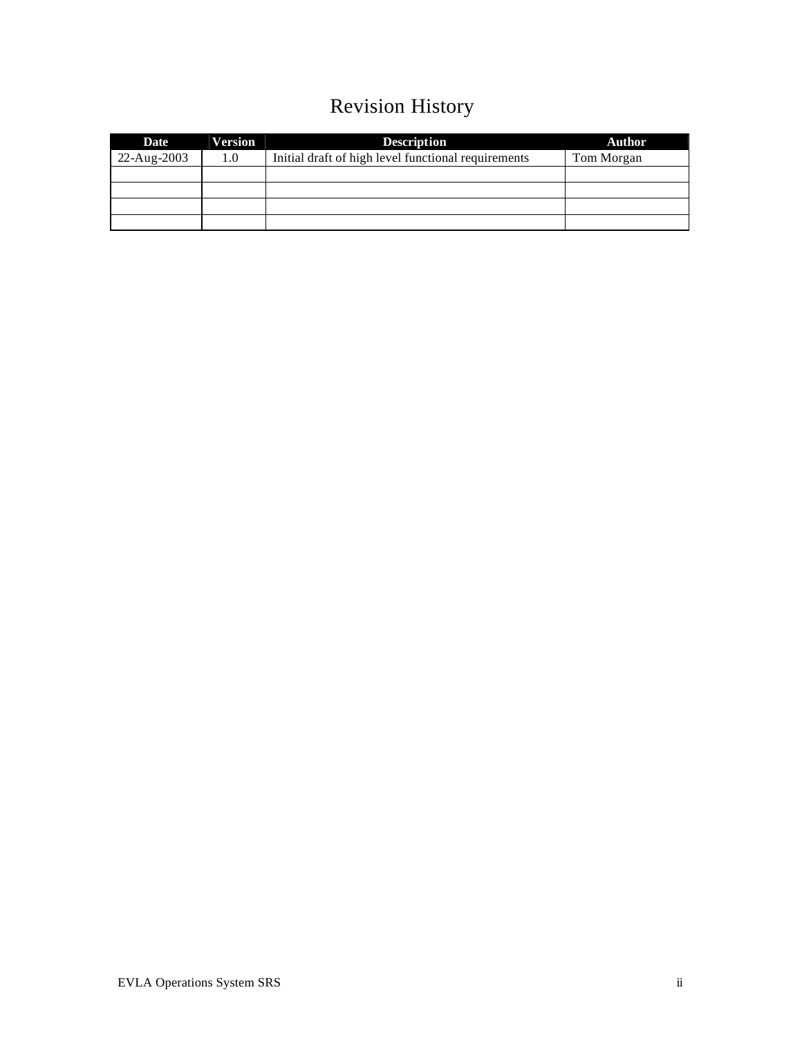# Revision History

| Date | Version | Description | Author |
|---|---|---|---|
| 22-Aug-2003 | 1.0 | Initial draft of high level functional requirements | Tom Morgan |
| | | | |
| | | | |
| | | | |
| | | | |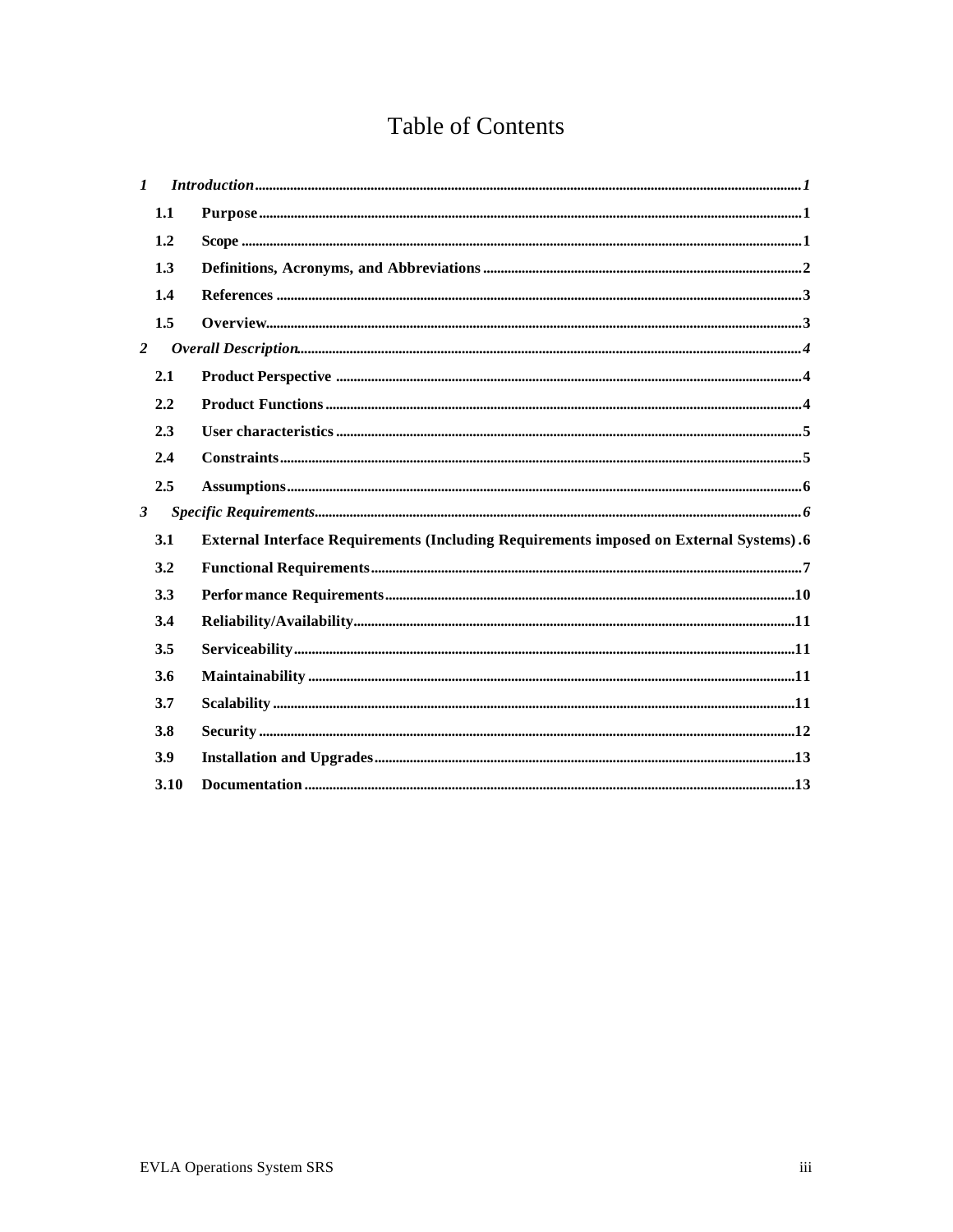# Table of Contents

*1 Introduction ........................................................................................................................ 1*

- **1.1 Purpose** ........................................................................................................................ 1
- **1.2 Scope** ........................................................................................................................ 1
- **1.3 Definitions, Acronyms, and Abbreviations** ........................................................................................ 2
- **1.4 References** ........................................................................................................................ 3
- **1.5 Overview** ........................................................................................................................ 3

*2 Overall Description ........................................................................................................................ 4*

- **2.1 Product Perspective** ........................................................................................................................ 4
- **2.2 Product Functions** ........................................................................................................................ 4
- **2.3 User characteristics** ........................................................................................................................ 5
- **2.4 Constraints** ........................................................................................................................ 5
- **2.5 Assumptions** ........................................................................................................................ 6

*3 Specific Requirements ........................................................................................................................ 6*

- **3.1 External Interface Requirements (Including Requirements imposed on External Systems)** . 6
- **3.2 Functional Requirements** ........................................................................................................................ 7
- **3.3 Performance Requirements** ........................................................................................................................ 10
- **3.4 Reliability/Availability** ........................................................................................................................ 11
- **3.5 Serviceability** ........................................................................................................................ 11
- **3.6 Maintainability** ........................................................................................................................ 11
- **3.7 Scalability** ........................................................................................................................ 11
- **3.8 Security** ........................................................................................................................ 12
- **3.9 Installation and Upgrades** ........................................................................................................................ 13
- **3.10 Documentation** ........................................................................................................................ 13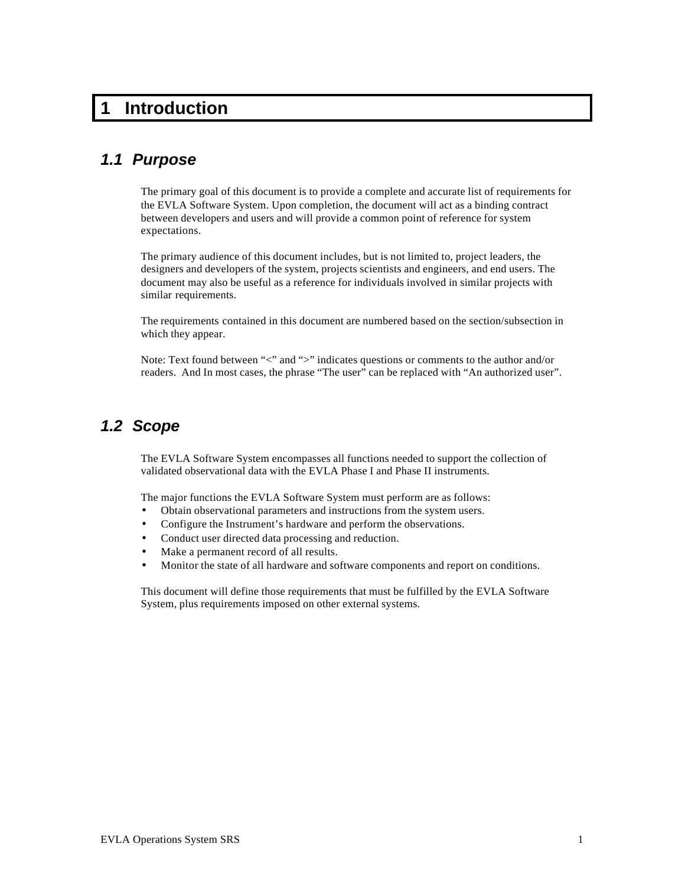# 1 Introduction

## 1.1 Purpose

The primary goal of this document is to provide a complete and accurate list of requirements for the EVLA Software System. Upon completion, the document will act as a binding contract between developers and users and will provide a common point of reference for system expectations.

The primary audience of this document includes, but is not limited to, project leaders, the designers and developers of the system, projects scientists and engineers, and end users. The document may also be useful as a reference for individuals involved in similar projects with similar requirements.

The requirements contained in this document are numbered based on the section/subsection in which they appear.

Note: Text found between "<" and ">" indicates questions or comments to the author and/or readers. And In most cases, the phrase "The user" can be replaced with "An authorized user".

## 1.2 Scope

The EVLA Software System encompasses all functions needed to support the collection of validated observational data with the EVLA Phase I and Phase II instruments.

The major functions the EVLA Software System must perform are as follows:

- Obtain observational parameters and instructions from the system users.
- Configure the Instrument's hardware and perform the observations.
- Conduct user directed data processing and reduction.
- Make a permanent record of all results.
- Monitor the state of all hardware and software components and report on conditions.

This document will define those requirements that must be fulfilled by the EVLA Software System, plus requirements imposed on other external systems.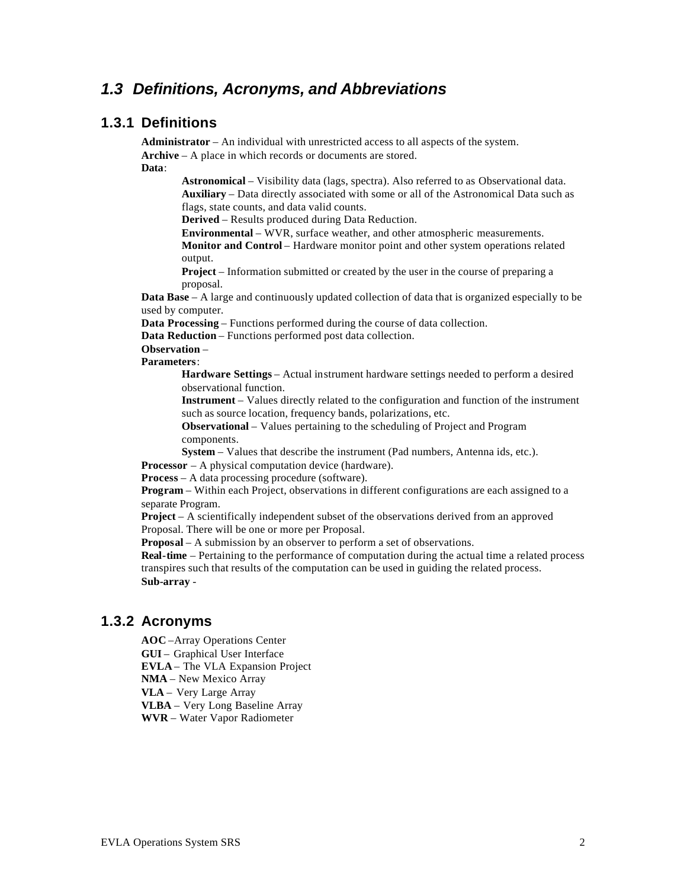## *1.3 Definitions, Acronyms, and Abbreviations*

### 1.3.1 Definitions

**Administrator** – An individual with unrestricted access to all aspects of the system.

**Archive** – A place in which records or documents are stored.

**Data**:

- **Astronomical** – Visibility data (lags, spectra). Also referred to as Observational data.
- **Auxiliary** – Data directly associated with some or all of the Astronomical Data such as flags, state counts, and data valid counts.
- **Derived** – Results produced during Data Reduction.
- **Environmental** – WVR, surface weather, and other atmospheric measurements.
- **Monitor and Control** – Hardware monitor point and other system operations related output.
- **Project** – Information submitted or created by the user in the course of preparing a proposal.

**Data Base** – A large and continuously updated collection of data that is organized especially to be used by computer.

**Data Processing** – Functions performed during the course of data collection.

**Data Reduction** – Functions performed post data collection.

**Observation** –

**Parameters**:

- **Hardware Settings** – Actual instrument hardware settings needed to perform a desired observational function.
- **Instrument** – Values directly related to the configuration and function of the instrument such as source location, frequency bands, polarizations, etc.
- **Observational** – Values pertaining to the scheduling of Project and Program components.
- **System** – Values that describe the instrument (Pad numbers, Antenna ids, etc.).

**Processor** – A physical computation device (hardware).

**Process** – A data processing procedure (software).

**Program** – Within each Project, observations in different configurations are each assigned to a separate Program.

**Project** – A scientifically independent subset of the observations derived from an approved Proposal. There will be one or more per Proposal.

**Proposal** – A submission by an observer to perform a set of observations.

**Real-time** – Pertaining to the performance of computation during the actual time a related process transpires such that results of the computation can be used in guiding the related process.

**Sub-array** -

### 1.3.2 Acronyms

**AOC** – Array Operations Center  
**GUI** – Graphical User Interface  
**EVLA** – The VLA Expansion Project  
**NMA** – New Mexico Array  
**VLA** – Very Large Array  
**VLBA** – Very Long Baseline Array  
**WVR** – Water Vapor Radiometer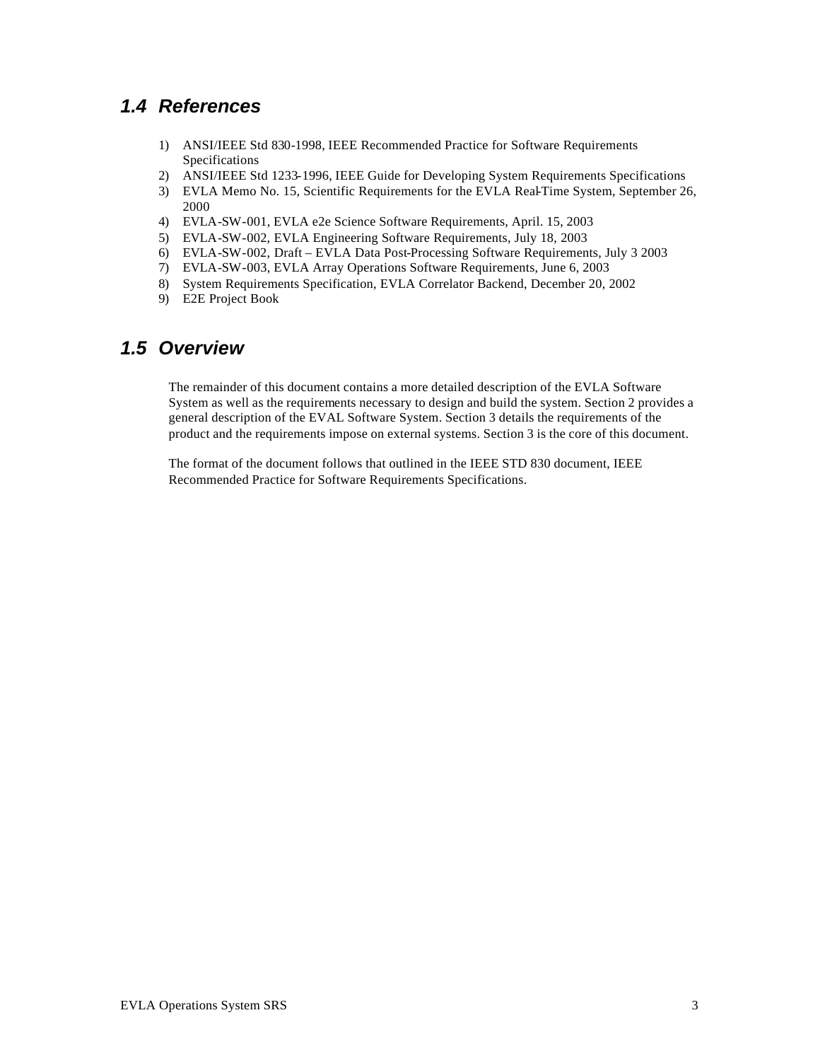## 1.4 References

1) ANSI/IEEE Std 830-1998, IEEE Recommended Practice for Software Requirements Specifications
2) ANSI/IEEE Std 1233-1996, IEEE Guide for Developing System Requirements Specifications
3) EVLA Memo No. 15, Scientific Requirements for the EVLA Real-Time System, September 26, 2000
4) EVLA-SW-001, EVLA e2e Science Software Requirements, April. 15, 2003
5) EVLA-SW-002, EVLA Engineering Software Requirements, July 18, 2003
6) EVLA-SW-002, Draft – EVLA Data Post-Processing Software Requirements, July 3 2003
7) EVLA-SW-003, EVLA Array Operations Software Requirements, June 6, 2003
8) System Requirements Specification, EVLA Correlator Backend, December 20, 2002
9) E2E Project Book

## 1.5 Overview

The remainder of this document contains a more detailed description of the EVLA Software System as well as the requirements necessary to design and build the system. Section 2 provides a general description of the EVAL Software System. Section 3 details the requirements of the product and the requirements impose on external systems. Section 3 is the core of this document.

The format of the document follows that outlined in the IEEE STD 830 document, IEEE Recommended Practice for Software Requirements Specifications.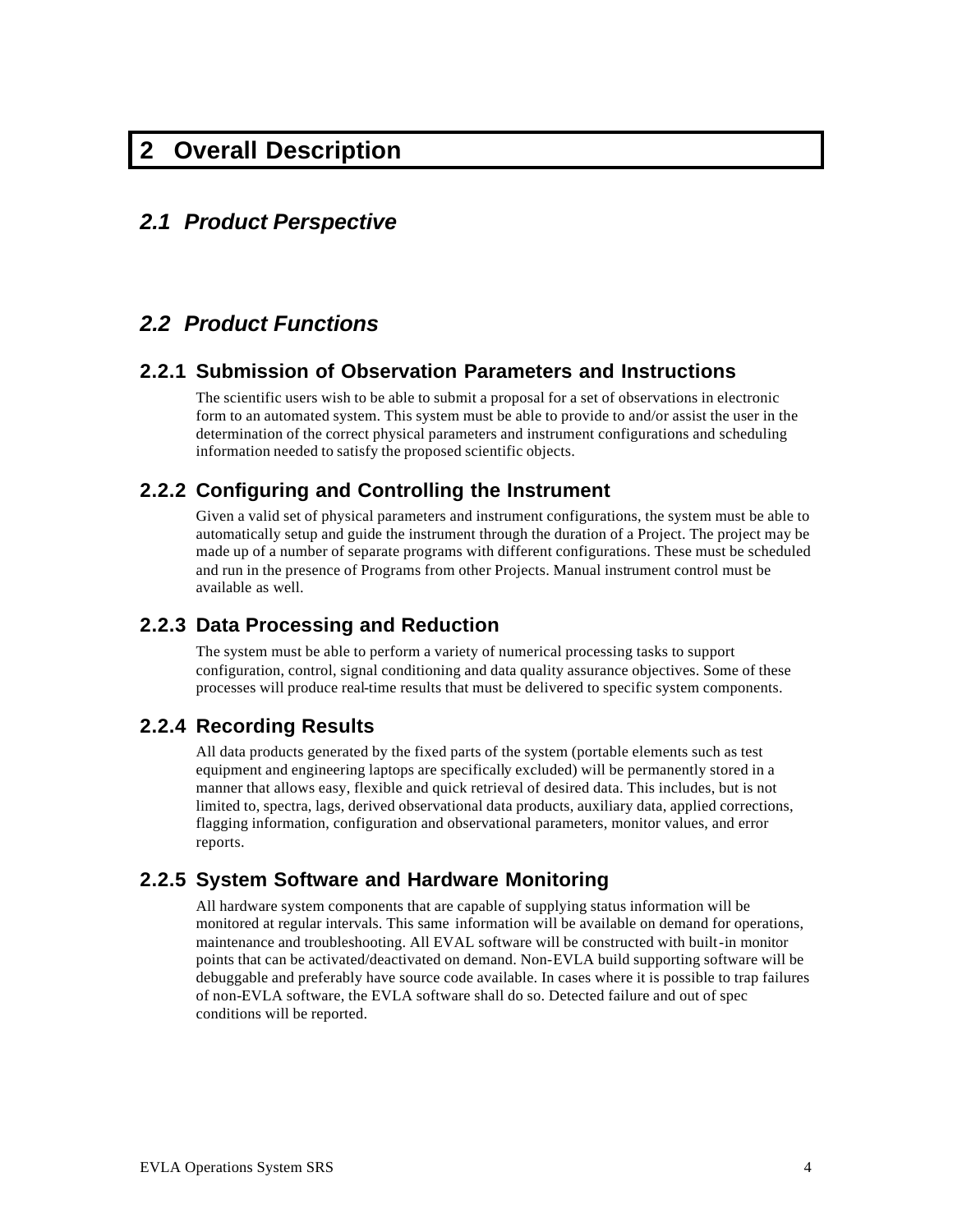# 2 Overall Description

## 2.1 Product Perspective

## 2.2 Product Functions

### 2.2.1 Submission of Observation Parameters and Instructions

The scientific users wish to be able to submit a proposal for a set of observations in electronic form to an automated system. This system must be able to provide to and/or assist the user in the determination of the correct physical parameters and instrument configurations and scheduling information needed to satisfy the proposed scientific objects.

### 2.2.2 Configuring and Controlling the Instrument

Given a valid set of physical parameters and instrument configurations, the system must be able to automatically setup and guide the instrument through the duration of a Project. The project may be made up of a number of separate programs with different configurations. These must be scheduled and run in the presence of Programs from other Projects. Manual instrument control must be available as well.

### 2.2.3 Data Processing and Reduction

The system must be able to perform a variety of numerical processing tasks to support configuration, control, signal conditioning and data quality assurance objectives. Some of these processes will produce real-time results that must be delivered to specific system components.

### 2.2.4 Recording Results

All data products generated by the fixed parts of the system (portable elements such as test equipment and engineering laptops are specifically excluded) will be permanently stored in a manner that allows easy, flexible and quick retrieval of desired data. This includes, but is not limited to, spectra, lags, derived observational data products, auxiliary data, applied corrections, flagging information, configuration and observational parameters, monitor values, and error reports.

### 2.2.5 System Software and Hardware Monitoring

All hardware system components that are capable of supplying status information will be monitored at regular intervals. This same information will be available on demand for operations, maintenance and troubleshooting. All EVAL software will be constructed with built-in monitor points that can be activated/deactivated on demand. Non-EVLA build supporting software will be debuggable and preferably have source code available. In cases where it is possible to trap failures of non-EVLA software, the EVLA software shall do so. Detected failure and out of spec conditions will be reported.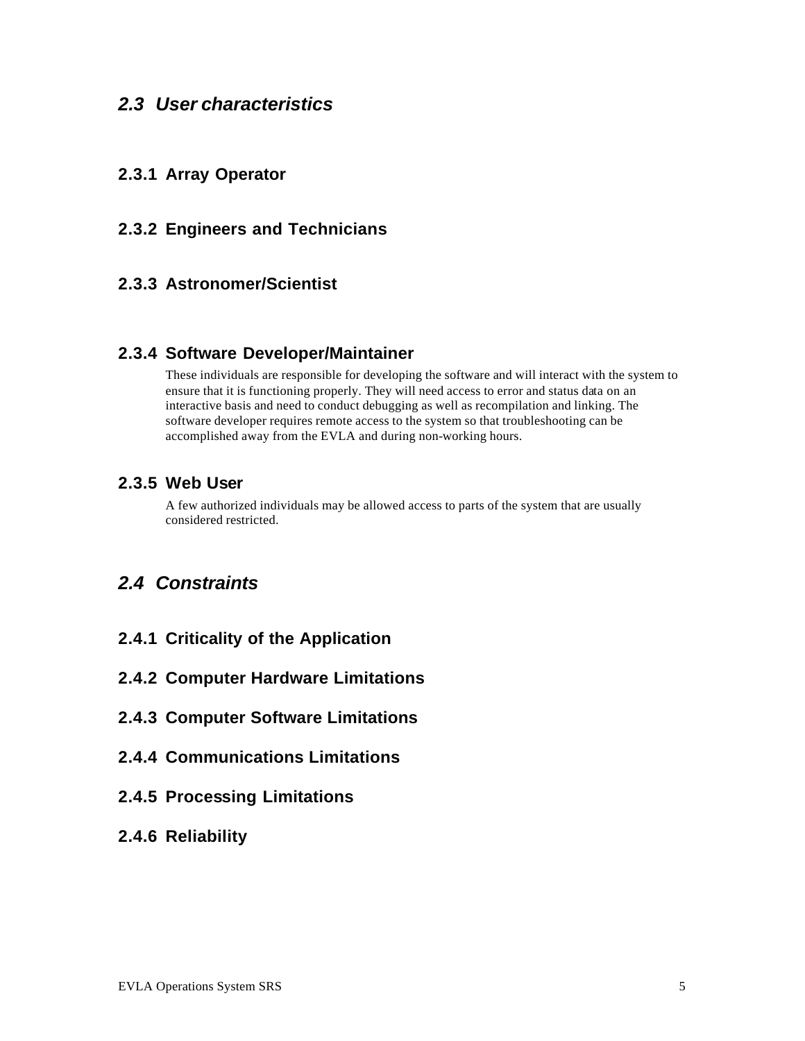## 2.3 *User characteristics*

### 2.3.1 Array Operator

### 2.3.2 Engineers and Technicians

### 2.3.3 Astronomer/Scientist

### 2.3.4 Software Developer/Maintainer

These individuals are responsible for developing the software and will interact with the system to ensure that it is functioning properly. They will need access to error and status data on an interactive basis and need to conduct debugging as well as recompilation and linking. The software developer requires remote access to the system so that troubleshooting can be accomplished away from the EVLA and during non-working hours.

### 2.3.5 Web User

A few authorized individuals may be allowed access to parts of the system that are usually considered restricted.

## 2.4 *Constraints*

### 2.4.1 Criticality of the Application

### 2.4.2 Computer Hardware Limitations

### 2.4.3 Computer Software Limitations

### 2.4.4 Communications Limitations

### 2.4.5 Processing Limitations

### 2.4.6 Reliability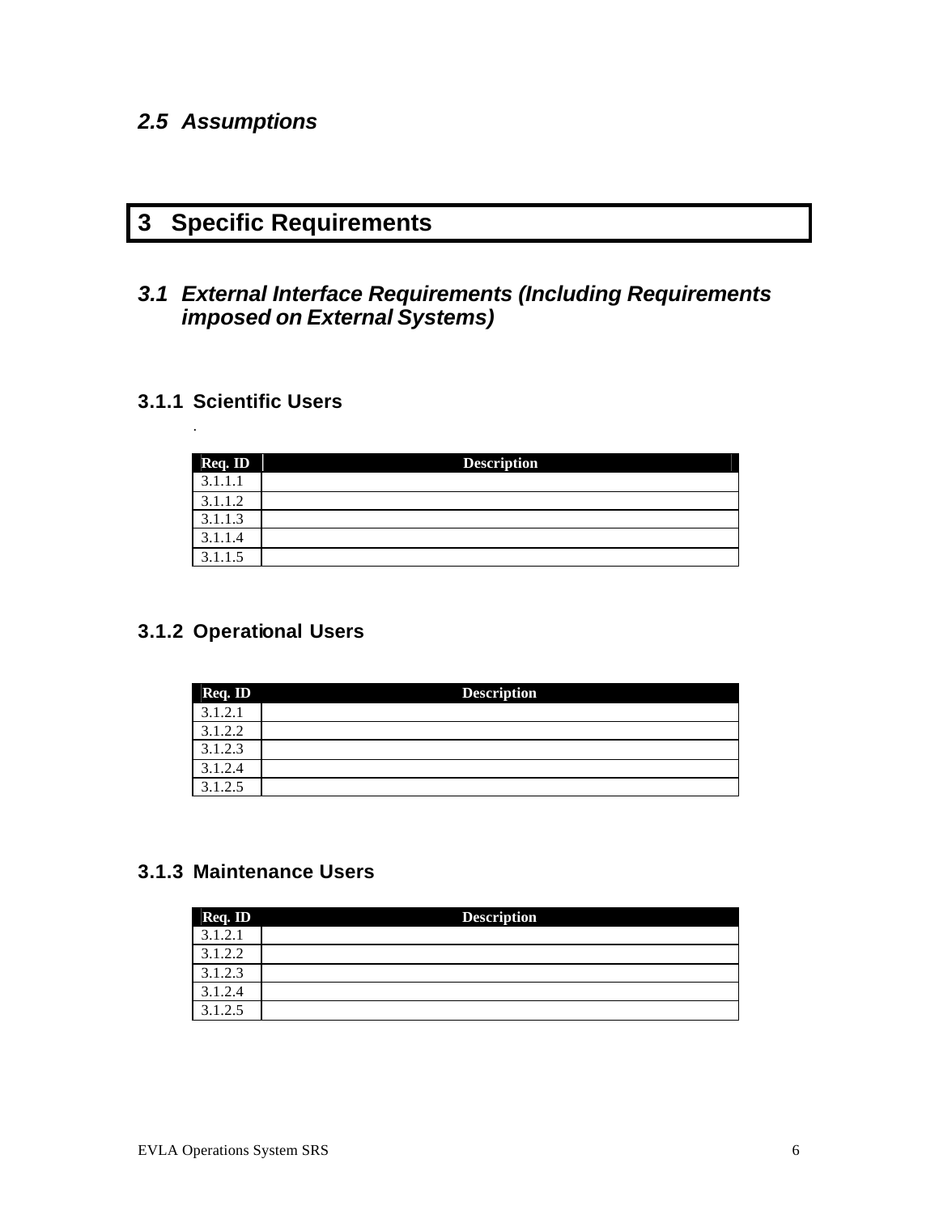### 2.5 Assumptions

# 3 Specific Requirements

## 3.1 External Interface Requirements (Including Requirements imposed on External Systems)

### 3.1.1 Scientific Users

.

| Req. ID | Description |
|---|---|
| 3.1.1.1 | |
| 3.1.1.2 | |
| 3.1.1.3 | |
| 3.1.1.4 | |
| 3.1.1.5 | |

### 3.1.2 Operational Users

| Req. ID | Description |
|---|---|
| 3.1.2.1 | |
| 3.1.2.2 | |
| 3.1.2.3 | |
| 3.1.2.4 | |
| 3.1.2.5 | |

### 3.1.3 Maintenance Users

| Req. ID | Description |
|---|---|
| 3.1.2.1 | |
| 3.1.2.2 | |
| 3.1.2.3 | |
| 3.1.2.4 | |
| 3.1.2.5 | |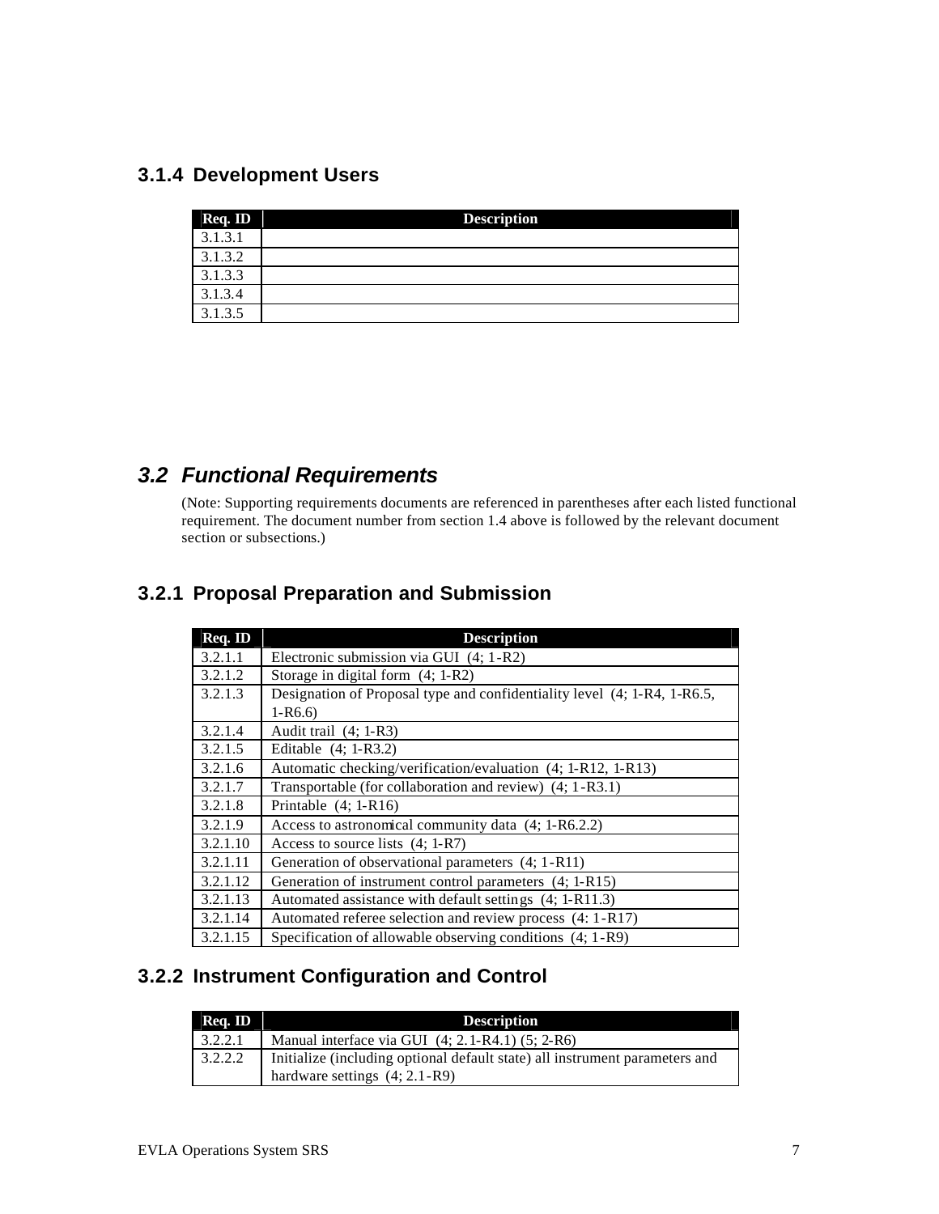### 3.1.4 Development Users

| Req. ID | Description |
|---|---|
| 3.1.3.1 | |
| 3.1.3.2 | |
| 3.1.3.3 | |
| 3.1.3.4 | |
| 3.1.3.5 | |

## *3.2 Functional Requirements*

(Note: Supporting requirements documents are referenced in parentheses after each listed functional requirement. The document number from section 1.4 above is followed by the relevant document section or subsections.)

### 3.2.1 Proposal Preparation and Submission

| Req. ID | Description |
|---|---|
| 3.2.1.1 | Electronic submission via GUI (4; 1-R2) |
| 3.2.1.2 | Storage in digital form (4; 1-R2) |
| 3.2.1.3 | Designation of Proposal type and confidentiality level (4; 1-R4, 1-R6.5, 1-R6.6) |
| 3.2.1.4 | Audit trail (4; 1-R3) |
| 3.2.1.5 | Editable (4; 1-R3.2) |
| 3.2.1.6 | Automatic checking/verification/evaluation (4; 1-R12, 1-R13) |
| 3.2.1.7 | Transportable (for collaboration and review) (4; 1-R3.1) |
| 3.2.1.8 | Printable (4; 1-R16) |
| 3.2.1.9 | Access to astronomical community data (4; 1-R6.2.2) |
| 3.2.1.10 | Access to source lists (4; 1-R7) |
| 3.2.1.11 | Generation of observational parameters (4; 1-R11) |
| 3.2.1.12 | Generation of instrument control parameters (4; 1-R15) |
| 3.2.1.13 | Automated assistance with default settings (4; 1-R11.3) |
| 3.2.1.14 | Automated referee selection and review process (4: 1-R17) |
| 3.2.1.15 | Specification of allowable observing conditions (4; 1-R9) |

### 3.2.2 Instrument Configuration and Control

| Req. ID | Description |
|---|---|
| 3.2.2.1 | Manual interface via GUI (4; 2.1-R4.1) (5; 2-R6) |
| 3.2.2.2 | Initialize (including optional default state) all instrument parameters and hardware settings (4; 2.1-R9) |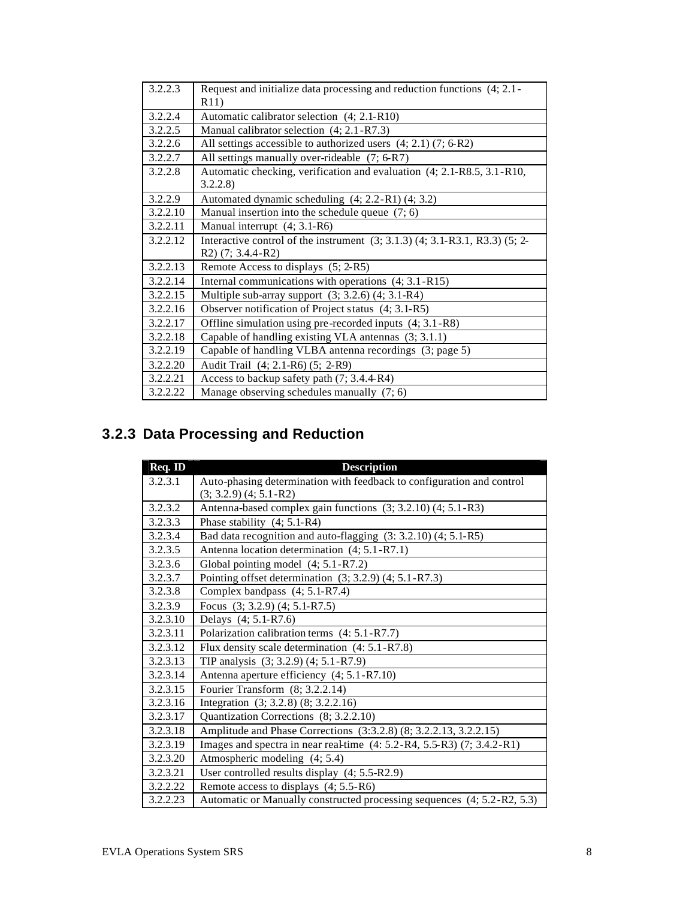| | |
|---|---|
| 3.2.2.3 | Request and initialize data processing and reduction functions (4; 2.1-R11) |
| 3.2.2.4 | Automatic calibrator selection (4; 2.1-R10) |
| 3.2.2.5 | Manual calibrator selection (4; 2.1-R7.3) |
| 3.2.2.6 | All settings accessible to authorized users (4; 2.1) (7; 6-R2) |
| 3.2.2.7 | All settings manually over-rideable (7; 6-R7) |
| 3.2.2.8 | Automatic checking, verification and evaluation (4; 2.1-R8.5, 3.1-R10, 3.2.2.8) |
| 3.2.2.9 | Automated dynamic scheduling (4; 2.2-R1) (4; 3.2) |
| 3.2.2.10 | Manual insertion into the schedule queue (7; 6) |
| 3.2.2.11 | Manual interrupt (4; 3.1-R6) |
| 3.2.2.12 | Interactive control of the instrument (3; 3.1.3) (4; 3.1-R3.1, R3.3) (5; 2-R2) (7; 3.4.4-R2) |
| 3.2.2.13 | Remote Access to displays (5; 2-R5) |
| 3.2.2.14 | Internal communications with operations (4; 3.1-R15) |
| 3.2.2.15 | Multiple sub-array support (3; 3.2.6) (4; 3.1-R4) |
| 3.2.2.16 | Observer notification of Project status (4; 3.1-R5) |
| 3.2.2.17 | Offline simulation using pre-recorded inputs (4; 3.1-R8) |
| 3.2.2.18 | Capable of handling existing VLA antennas (3; 3.1.1) |
| 3.2.2.19 | Capable of handling VLBA antenna recordings (3; page 5) |
| 3.2.2.20 | Audit Trail (4; 2.1-R6) (5; 2-R9) |
| 3.2.2.21 | Access to backup safety path (7; 3.4.4-R4) |
| 3.2.2.22 | Manage observing schedules manually (7; 6) |

### 3.2.3 Data Processing and Reduction

| Req. ID | Description |
|---|---|
| 3.2.3.1 | Auto-phasing determination with feedback to configuration and control (3; 3.2.9) (4; 5.1-R2) |
| 3.2.3.2 | Antenna-based complex gain functions (3; 3.2.10) (4; 5.1-R3) |
| 3.2.3.3 | Phase stability (4; 5.1-R4) |
| 3.2.3.4 | Bad data recognition and auto-flagging (3: 3.2.10) (4; 5.1-R5) |
| 3.2.3.5 | Antenna location determination (4; 5.1-R7.1) |
| 3.2.3.6 | Global pointing model (4; 5.1-R7.2) |
| 3.2.3.7 | Pointing offset determination (3; 3.2.9) (4; 5.1-R7.3) |
| 3.2.3.8 | Complex bandpass (4; 5.1-R7.4) |
| 3.2.3.9 | Focus (3; 3.2.9) (4; 5.1-R7.5) |
| 3.2.3.10 | Delays (4; 5.1-R7.6) |
| 3.2.3.11 | Polarization calibration terms (4: 5.1-R7.7) |
| 3.2.3.12 | Flux density scale determination (4: 5.1-R7.8) |
| 3.2.3.13 | TIP analysis (3; 3.2.9) (4; 5.1-R7.9) |
| 3.2.3.14 | Antenna aperture efficiency (4; 5.1-R7.10) |
| 3.2.3.15 | Fourier Transform (8; 3.2.2.14) |
| 3.2.3.16 | Integration (3; 3.2.8) (8; 3.2.2.16) |
| 3.2.3.17 | Quantization Corrections (8; 3.2.2.10) |
| 3.2.3.18 | Amplitude and Phase Corrections (3:3.2.8) (8; 3.2.2.13, 3.2.2.15) |
| 3.2.3.19 | Images and spectra in near real-time (4: 5.2-R4, 5.5-R3) (7; 3.4.2-R1) |
| 3.2.3.20 | Atmospheric modeling (4; 5.4) |
| 3.2.3.21 | User controlled results display (4; 5.5-R2.9) |
| 3.2.2.22 | Remote access to displays (4; 5.5-R6) |
| 3.2.2.23 | Automatic or Manually constructed processing sequences (4; 5.2-R2, 5.3) |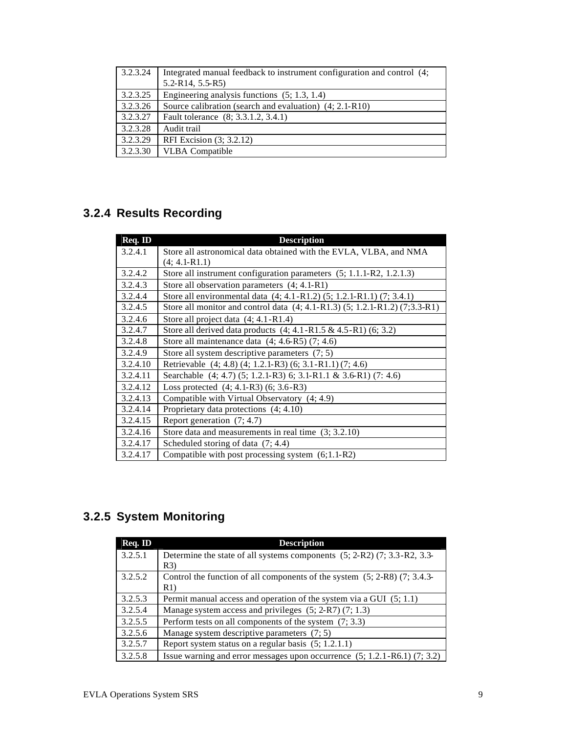| 3.2.3.24 | Integrated manual feedback to instrument configuration and control (4; 5.2-R14, 5.5-R5) |
|---|---|
| 3.2.3.25 | Engineering analysis functions (5; 1.3, 1.4) |
| 3.2.3.26 | Source calibration (search and evaluation) (4; 2.1-R10) |
| 3.2.3.27 | Fault tolerance (8; 3.3.1.2, 3.4.1) |
| 3.2.3.28 | Audit trail |
| 3.2.3.29 | RFI Excision (3; 3.2.12) |
| 3.2.3.30 | VLBA Compatible |

### 3.2.4 Results Recording

| Req. ID | Description |
|---|---|
| 3.2.4.1 | Store all astronomical data obtained with the EVLA, VLBA, and NMA (4; 4.1-R1.1) |
| 3.2.4.2 | Store all instrument configuration parameters (5; 1.1.1-R2, 1.2.1.3) |
| 3.2.4.3 | Store all observation parameters (4; 4.1-R1) |
| 3.2.4.4 | Store all environmental data (4; 4.1-R1.2) (5; 1.2.1-R1.1) (7; 3.4.1) |
| 3.2.4.5 | Store all monitor and control data (4; 4.1-R1.3) (5; 1.2.1-R1.2) (7;3.3-R1) |
| 3.2.4.6 | Store all project data (4; 4.1-R1.4) |
| 3.2.4.7 | Store all derived data products (4; 4.1-R1.5 & 4.5-R1) (6; 3.2) |
| 3.2.4.8 | Store all maintenance data (4; 4.6-R5) (7; 4.6) |
| 3.2.4.9 | Store all system descriptive parameters (7; 5) |
| 3.2.4.10 | Retrievable (4; 4.8) (4; 1.2.1-R3) (6; 3.1-R1.1) (7; 4.6) |
| 3.2.4.11 | Searchable (4; 4.7) (5; 1.2.1-R3) 6; 3.1-R1.1 & 3.6-R1) (7: 4.6) |
| 3.2.4.12 | Loss protected (4; 4.1-R3) (6; 3.6-R3) |
| 3.2.4.13 | Compatible with Virtual Observatory (4; 4.9) |
| 3.2.4.14 | Proprietary data protections (4; 4.10) |
| 3.2.4.15 | Report generation (7; 4.7) |
| 3.2.4.16 | Store data and measurements in real time (3; 3.2.10) |
| 3.2.4.17 | Scheduled storing of data (7; 4.4) |
| 3.2.4.17 | Compatible with post processing system (6;1.1-R2) |

### 3.2.5 System Monitoring

| Req. ID | Description |
|---|---|
| 3.2.5.1 | Determine the state of all systems components (5; 2-R2) (7; 3.3-R2, 3.3-R3) |
| 3.2.5.2 | Control the function of all components of the system (5; 2-R8) (7; 3.4.3-R1) |
| 3.2.5.3 | Permit manual access and operation of the system via a GUI (5; 1.1) |
| 3.2.5.4 | Manage system access and privileges (5; 2-R7) (7; 1.3) |
| 3.2.5.5 | Perform tests on all components of the system (7; 3.3) |
| 3.2.5.6 | Manage system descriptive parameters (7; 5) |
| 3.2.5.7 | Report system status on a regular basis (5; 1.2.1.1) |
| 3.2.5.8 | Issue warning and error messages upon occurrence (5; 1.2.1-R6.1) (7; 3.2) |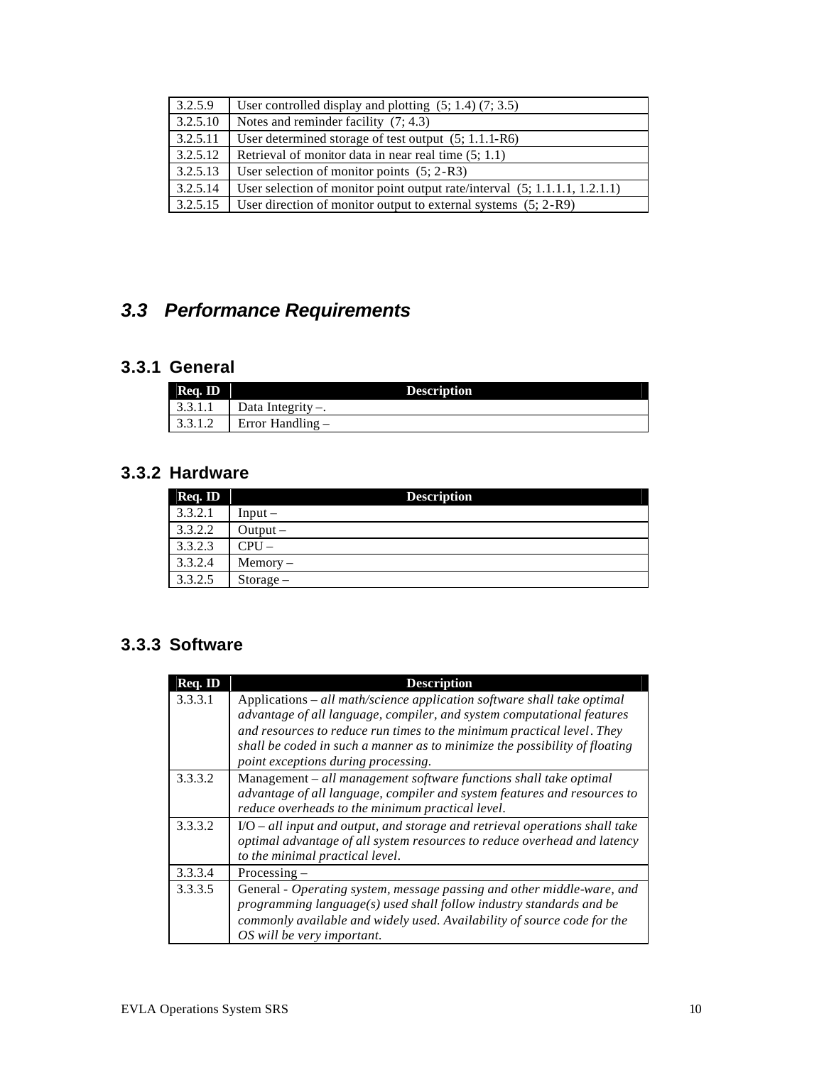| | |
|---|---|
| 3.2.5.9 | User controlled display and plotting (5; 1.4) (7; 3.5) |
| 3.2.5.10 | Notes and reminder facility (7; 4.3) |
| 3.2.5.11 | User determined storage of test output (5; 1.1.1-R6) |
| 3.2.5.12 | Retrieval of monitor data in near real time (5; 1.1) |
| 3.2.5.13 | User selection of monitor points (5; 2-R3) |
| 3.2.5.14 | User selection of monitor point output rate/interval (5; 1.1.1.1, 1.2.1.1) |
| 3.2.5.15 | User direction of monitor output to external systems (5; 2-R9) |

## *3.3 Performance Requirements*

### 3.3.1 General

| Req. ID | Description |
|---|---|
| 3.3.1.1 | Data Integrity –. |
| 3.3.1.2 | Error Handling – |

### 3.3.2 Hardware

| Req. ID | Description |
|---|---|
| 3.3.2.1 | Input – |
| 3.3.2.2 | Output – |
| 3.3.2.3 | CPU – |
| 3.3.2.4 | Memory – |
| 3.3.2.5 | Storage – |

### 3.3.3 Software

| Req. ID | Description |
|---|---|
| 3.3.3.1 | Applications – *all math/science application software shall take optimal advantage of all language, compiler, and system computational features and resources to reduce run times to the minimum practical level. They shall be coded in such a manner as to minimize the possibility of floating point exceptions during processing.* |
| 3.3.3.2 | Management – *all management software functions shall take optimal advantage of all language, compiler and system features and resources to reduce overheads to the minimum practical level.* |
| 3.3.3.2 | I/O – *all input and output, and storage and retrieval operations shall take optimal advantage of all system resources to reduce overhead and latency to the minimal practical level.* |
| 3.3.3.4 | Processing – |
| 3.3.3.5 | General - *Operating system, message passing and other middle-ware, and programming language(s) used shall follow industry standards and be commonly available and widely used. Availability of source code for the OS will be very important.* |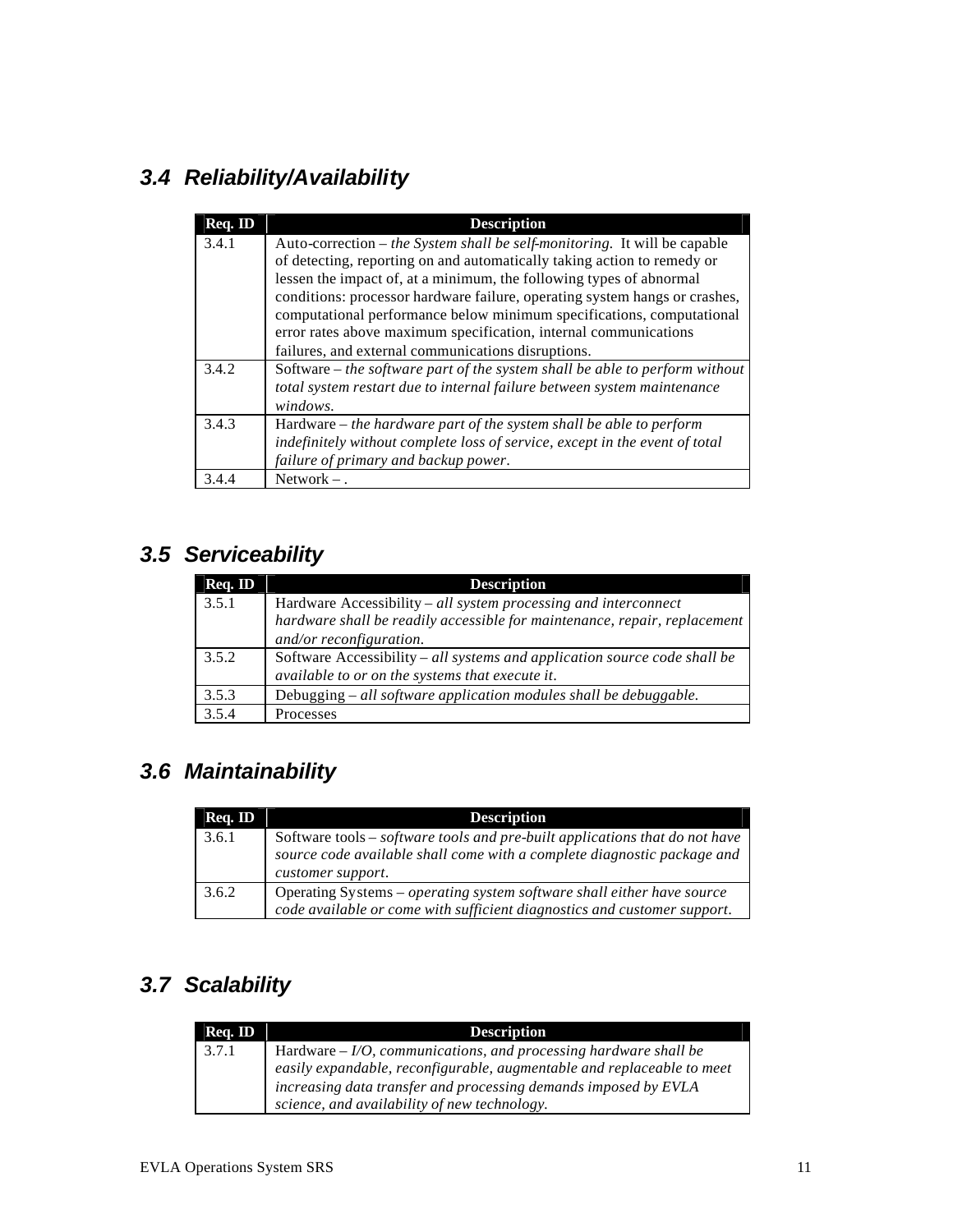### 3.4 Reliability/Availability

| Req. ID | Description |
|---|---|
| 3.4.1 | Auto-correction – *the System shall be self-monitoring.* It will be capable of detecting, reporting on and automatically taking action to remedy or lessen the impact of, at a minimum, the following types of abnormal conditions: processor hardware failure, operating system hangs or crashes, computational performance below minimum specifications, computational error rates above maximum specification, internal communications failures, and external communications disruptions. |
| 3.4.2 | Software – *the software part of the system shall be able to perform without total system restart due to internal failure between system maintenance windows.* |
| 3.4.3 | Hardware – *the hardware part of the system shall be able to perform indefinitely without complete loss of service, except in the event of total failure of primary and backup power*. |
| 3.4.4 | Network – . |

### 3.5 Serviceability

| Req. ID | Description |
|---|---|
| 3.5.1 | Hardware Accessibility – *all system processing and interconnect hardware shall be readily accessible for maintenance, repair, replacement and/or reconfiguration*. |
| 3.5.2 | Software Accessibility – *all systems and application source code shall be available to or on the systems that execute it*. |
| 3.5.3 | Debugging – *all software application modules shall be debuggable.* |
| 3.5.4 | Processes |

### 3.6 Maintainability

| Req. ID | Description |
|---|---|
| 3.6.1 | Software tools – *software tools and pre-built applications that do not have source code available shall come with a complete diagnostic package and customer support*. |
| 3.6.2 | Operating Systems – *operating system software shall either have source code available or come with sufficient diagnostics and customer support*. |

### 3.7 Scalability

| Req. ID | Description |
|---|---|
| 3.7.1 | Hardware – *I/O, communications, and processing hardware shall be easily expandable, reconfigurable, augmentable and replaceable to meet increasing data transfer and processing demands imposed by EVLA science, and availability of new technology.* |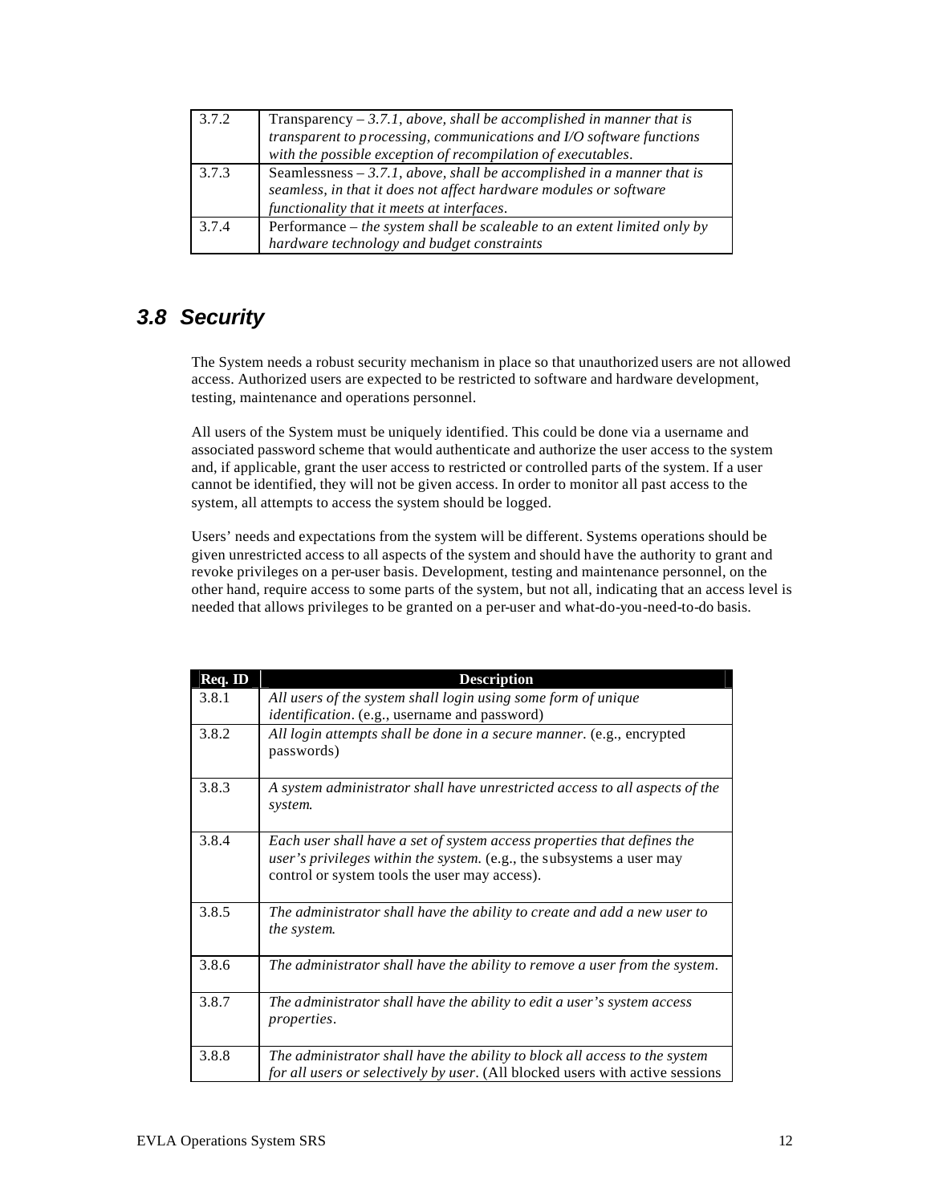| | |
|---|---|
| 3.7.2 | Transparency – *3.7.1, above, shall be accomplished in manner that is transparent to processing, communications and I/O software functions with the possible exception of recompilation of executables*. |
| 3.7.3 | Seamlessness – *3.7.1, above, shall be accomplished in a manner that is seamless, in that it does not affect hardware modules or software functionality that it meets at interfaces*. |
| 3.7.4 | Performance – *the system shall be scaleable to an extent limited only by hardware technology and budget constraints* |

## 3.8 Security

The System needs a robust security mechanism in place so that unauthorized users are not allowed access. Authorized users are expected to be restricted to software and hardware development, testing, maintenance and operations personnel.

All users of the System must be uniquely identified. This could be done via a username and associated password scheme that would authenticate and authorize the user access to the system and, if applicable, grant the user access to restricted or controlled parts of the system. If a user cannot be identified, they will not be given access. In order to monitor all past access to the system, all attempts to access the system should be logged.

Users' needs and expectations from the system will be different. Systems operations should be given unrestricted access to all aspects of the system and should have the authority to grant and revoke privileges on a per-user basis. Development, testing and maintenance personnel, on the other hand, require access to some parts of the system, but not all, indicating that an access level is needed that allows privileges to be granted on a per-user and what-do-you-need-to-do basis.

| Req. ID | Description |
|---|---|
| 3.8.1 | *All users of the system shall login using some form of unique identification*. (e.g., username and password) |
| 3.8.2 | *All login attempts shall be done in a secure manner*. (e.g., encrypted passwords) |
| 3.8.3 | *A system administrator shall have unrestricted access to all aspects of the system.* |
| 3.8.4 | *Each user shall have a set of system access properties that defines the user's privileges within the system.* (e.g., the subsystems a user may control or system tools the user may access). |
| 3.8.5 | *The administrator shall have the ability to create and add a new user to the system.* |
| 3.8.6 | *The administrator shall have the ability to remove a user from the system*. |
| 3.8.7 | *The administrator shall have the ability to edit a user's system access properties*. |
| 3.8.8 | *The administrator shall have the ability to block all access to the system for all users or selectively by user*. (All blocked users with active sessions |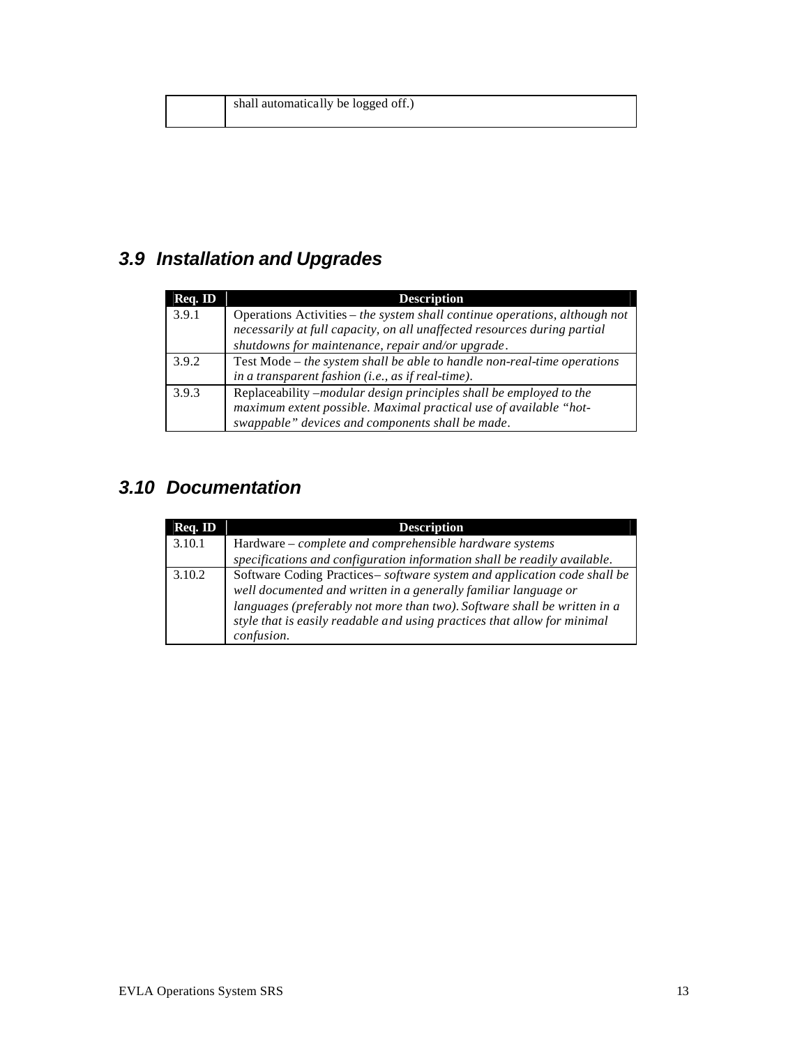| | |
|---|---|
| | shall automatically be logged off.) |

### 3.9 Installation and Upgrades

| Req. ID | Description |
|---|---|
| 3.9.1 | Operations Activities – *the system shall continue operations, although not necessarily at full capacity, on all unaffected resources during partial shutdowns for maintenance, repair and/or upgrade*. |
| 3.9.2 | Test Mode – *the system shall be able to handle non-real-time operations in a transparent fashion (i.e., as if real-time).* |
| 3.9.3 | Replaceability –*modular design principles shall be employed to the maximum extent possible. Maximal practical use of available "hot-swappable" devices and components shall be made*. |

### 3.10 Documentation

| Req. ID | Description |
|---|---|
| 3.10.1 | Hardware – *complete and comprehensible hardware systems specifications and configuration information shall be readily available*. |
| 3.10.2 | Software Coding Practices– *software system and application code shall be well documented and written in a generally familiar language or languages (preferably not more than two). Software shall be written in a style that is easily readable and using practices that allow for minimal confusion.* |